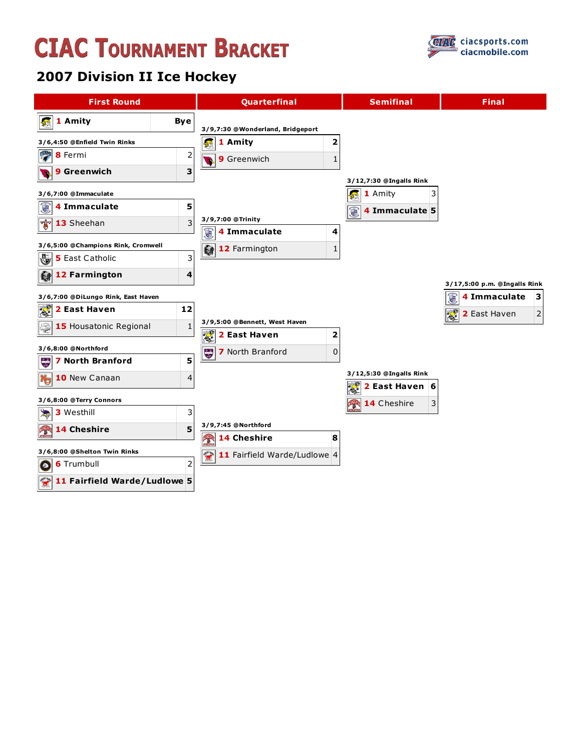# CIAC Tournament Bracket

ciacsports.com
ciacmobile.com

## 2007 Division II Ice Hockey

### First Round

| Game | Team | Score |
|---|---|---|
| | 1 Amity | Bye |
| 3/6,4:50 @Enfield Twin Rinks | 8 Fermi | 2 |
| | **9 Greenwich** | **3** |
| 3/6,7:00 @Immaculate | **4 Immaculate** | **5** |
| | 13 Sheehan | 3 |
| 3/6,5:00 @Champions Rink, Cromwell | 5 East Catholic | 3 |
| | **12 Farmington** | **4** |
| 3/6,7:00 @DiLungo Rink, East Haven | **2 East Haven** | **12** |
| | 15 Housatonic Regional | 1 |
| 3/6,8:00 @Northford | **7 North Branford** | **5** |
| | 10 New Canaan | 4 |
| 3/6,8:00 @Terry Connors | 3 Westhill | 3 |
| | **14 Cheshire** | **5** |
| 3/6,8:00 @Shelton Twin Rinks | 6 Trumbull | 2 |
| | **11 Fairfield Warde/Ludlowe** | **5** |

### Quarterfinal

| Game | Team | Score |
|---|---|---|
| 3/9,7:30 @Wonderland, Bridgeport | **1 Amity** | **2** |
| | 9 Greenwich | 1 |
| 3/9,7:00 @Trinity | **4 Immaculate** | **4** |
| | 12 Farmington | 1 |
| 3/9,5:00 @Bennett, West Haven | **2 East Haven** | **2** |
| | 7 North Branford | 0 |
| 3/9,7:45 @Northford | **14 Cheshire** | **8** |
| | 11 Fairfield Warde/Ludlowe | 4 |

### Semifinal

| Game | Team | Score |
|---|---|---|
| 3/12,7:30 @Ingalls Rink | 1 Amity | 3 |
| | **4 Immaculate** | **5** |
| 3/12,5:30 @Ingalls Rink | **2 East Haven** | **6** |
| | 14 Cheshire | 3 |

### Final

| Game | Team | Score |
|---|---|---|
| 3/17,5:00 p.m. @Ingalls Rink | **4 Immaculate** | **3** |
| | 2 East Haven | 2 |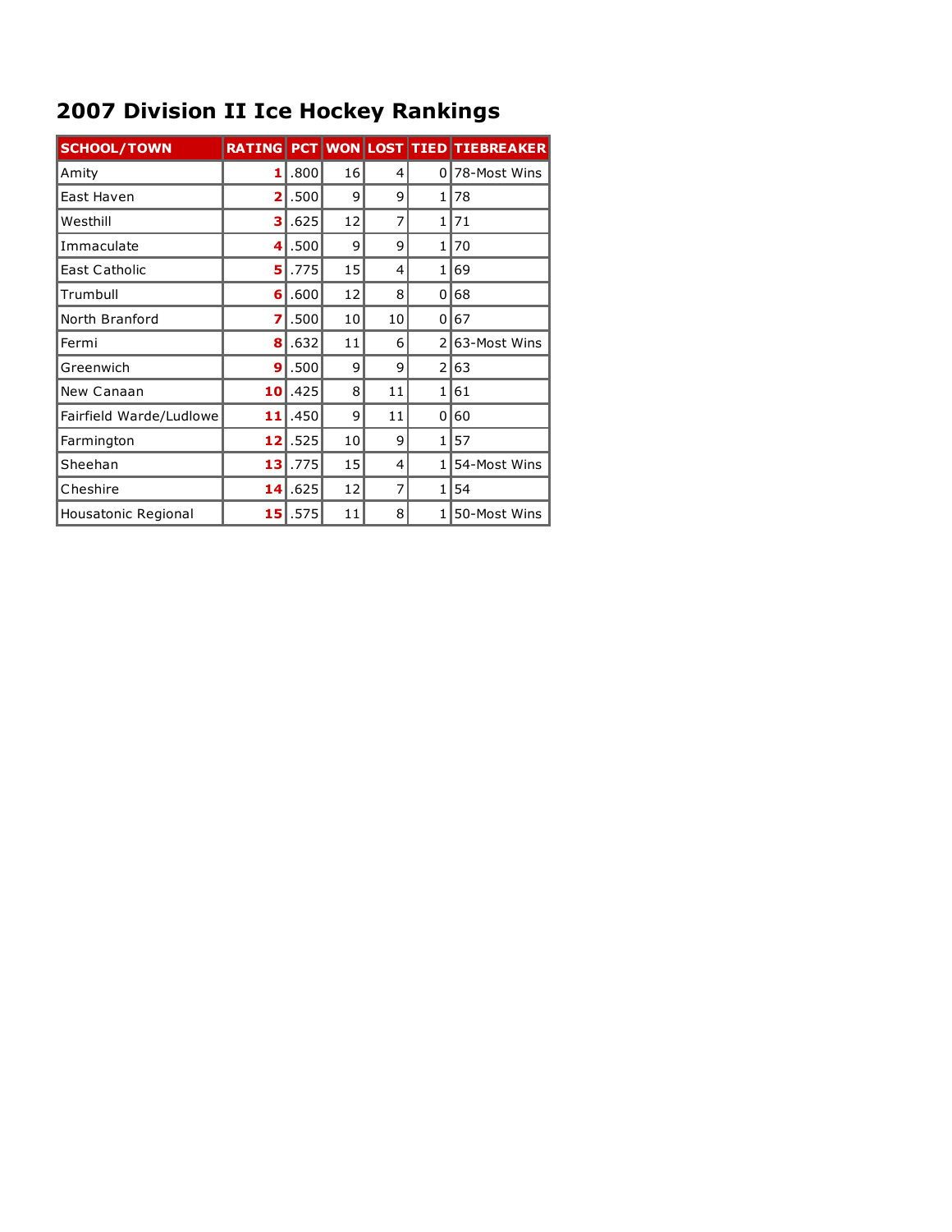## 2007 Division II Ice Hockey Rankings

| SCHOOL/TOWN | RATING | PCT | WON | LOST | TIED | TIEBREAKER |
|---|---|---|---|---|---|---|
| Amity | 1 | .800 | 16 | 4 | 0 | 78-Most Wins |
| East Haven | 2 | .500 | 9 | 9 | 1 | 78 |
| Westhill | 3 | .625 | 12 | 7 | 1 | 71 |
| Immaculate | 4 | .500 | 9 | 9 | 1 | 70 |
| East Catholic | 5 | .775 | 15 | 4 | 1 | 69 |
| Trumbull | 6 | .600 | 12 | 8 | 0 | 68 |
| North Branford | 7 | .500 | 10 | 10 | 0 | 67 |
| Fermi | 8 | .632 | 11 | 6 | 2 | 63-Most Wins |
| Greenwich | 9 | .500 | 9 | 9 | 2 | 63 |
| New Canaan | 10 | .425 | 8 | 11 | 1 | 61 |
| Fairfield Warde/Ludlowe | 11 | .450 | 9 | 11 | 0 | 60 |
| Farmington | 12 | .525 | 10 | 9 | 1 | 57 |
| Sheehan | 13 | .775 | 15 | 4 | 1 | 54-Most Wins |
| Cheshire | 14 | .625 | 12 | 7 | 1 | 54 |
| Housatonic Regional | 15 | .575 | 11 | 8 | 1 | 50-Most Wins |